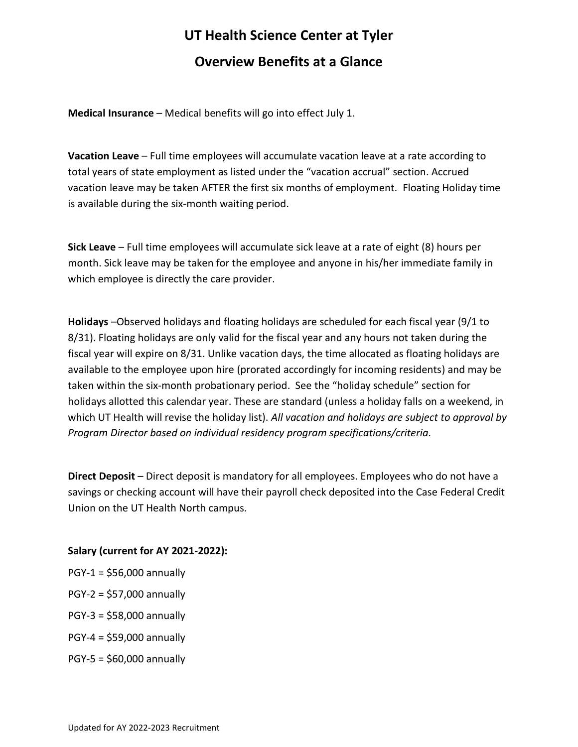# UT Health Science Center at Tyler

## Overview Benefits at a Glance

**Medical Insurance** – Medical benefits will go into effect July 1.

**Vacation Leave** – Full time employees will accumulate vacation leave at a rate according to total years of state employment as listed under the "vacation accrual" section. Accrued vacation leave may be taken AFTER the first six months of employment. Floating Holiday time is available during the six-month waiting period.

**Sick Leave** – Full time employees will accumulate sick leave at a rate of eight (8) hours per month. Sick leave may be taken for the employee and anyone in his/her immediate family in which employee is directly the care provider.

**Holidays** –Observed holidays and floating holidays are scheduled for each fiscal year (9/1 to 8/31). Floating holidays are only valid for the fiscal year and any hours not taken during the fiscal year will expire on 8/31. Unlike vacation days, the time allocated as floating holidays are available to the employee upon hire (prorated accordingly for incoming residents) and may be taken within the six-month probationary period. See the "holiday schedule" section for holidays allotted this calendar year. These are standard (unless a holiday falls on a weekend, in which UT Health will revise the holiday list). *All vacation and holidays are subject to approval by Program Director based on individual residency program specifications/criteria.*

**Direct Deposit** – Direct deposit is mandatory for all employees. Employees who do not have a savings or checking account will have their payroll check deposited into the Case Federal Credit Union on the UT Health North campus.

**Salary (current for AY 2021-2022):**

PGY-1 = $56,000 annually

PGY-2 = $57,000 annually

PGY-3 = $58,000 annually

PGY-4 = $59,000 annually

PGY-5 = $60,000 annually

Updated for AY 2022-2023 Recruitment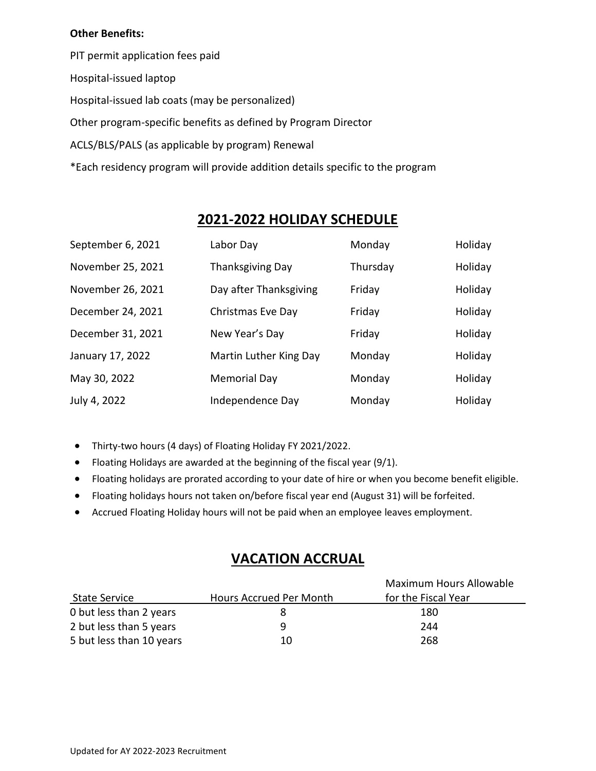**Other Benefits:**

PIT permit application fees paid

Hospital-issued laptop

Hospital-issued lab coats (may be personalized)

Other program-specific benefits as defined by Program Director

ACLS/BLS/PALS (as applicable by program) Renewal

*Each residency program will provide addition details specific to the program

## 2021-2022 HOLIDAY SCHEDULE

| | | | |
|---|---|---|---|
| September 6, 2021 | Labor Day | Monday | Holiday |
| November 25, 2021 | Thanksgiving Day | Thursday | Holiday |
| November 26, 2021 | Day after Thanksgiving | Friday | Holiday |
| December 24, 2021 | Christmas Eve Day | Friday | Holiday |
| December 31, 2021 | New Year's Day | Friday | Holiday |
| January 17, 2022 | Martin Luther King Day | Monday | Holiday |
| May 30, 2022 | Memorial Day | Monday | Holiday |
| July 4, 2022 | Independence Day | Monday | Holiday |

- Thirty-two hours (4 days) of Floating Holiday FY 2021/2022.
- Floating Holidays are awarded at the beginning of the fiscal year (9/1).
- Floating holidays are prorated according to your date of hire or when you become benefit eligible.
- Floating holidays hours not taken on/before fiscal year end (August 31) will be forfeited.
- Accrued Floating Holiday hours will not be paid when an employee leaves employment.

## VACATION ACCRUAL

| State Service | Hours Accrued Per Month | Maximum Hours Allowable for the Fiscal Year |
|---|---|---|
| 0 but less than 2 years | 8 | 180 |
| 2 but less than 5 years | 9 | 244 |
| 5 but less than 10 years | 10 | 268 |

Updated for AY 2022-2023 Recruitment